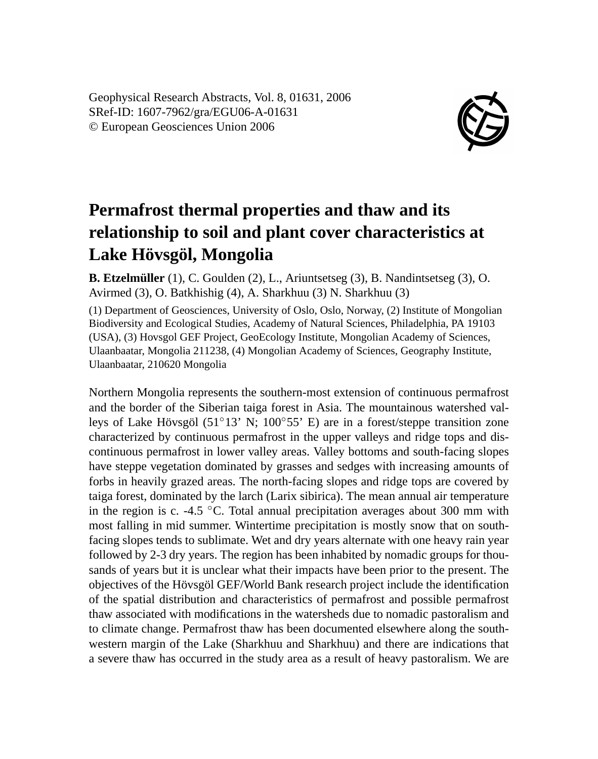Geophysical Research Abstracts, Vol. 8, 01631, 2006
SRef-ID: 1607-7962/gra/EGU06-A-01631
© European Geosciences Union 2006

# Permafrost thermal properties and thaw and its relationship to soil and plant cover characteristics at Lake Hövsgöl, Mongolia

**B. Etzelmüller** (1), C. Goulden (2), L., Ariuntsetseg (3), B. Nandintsetseg (3), O. Avirmed (3), O. Batkhishig (4), A. Sharkhuu (3) N. Sharkhuu (3)

(1) Department of Geosciences, University of Oslo, Oslo, Norway, (2) Institute of Mongolian Biodiversity and Ecological Studies, Academy of Natural Sciences, Philadelphia, PA 19103 (USA), (3) Hovsgol GEF Project, GeoEcology Institute, Mongolian Academy of Sciences, Ulaanbaatar, Mongolia 211238, (4) Mongolian Academy of Sciences, Geography Institute, Ulaanbaatar, 210620 Mongolia

Northern Mongolia represents the southern-most extension of continuous permafrost and the border of the Siberian taiga forest in Asia. The mountainous watershed valleys of Lake Hövsgöl (51°13' N; 100°55' E) are in a forest/steppe transition zone characterized by continuous permafrost in the upper valleys and ridge tops and discontinuous permafrost in lower valley areas. Valley bottoms and south-facing slopes have steppe vegetation dominated by grasses and sedges with increasing amounts of forbs in heavily grazed areas. The north-facing slopes and ridge tops are covered by taiga forest, dominated by the larch (Larix sibirica). The mean annual air temperature in the region is c. -4.5 °C. Total annual precipitation averages about 300 mm with most falling in mid summer. Wintertime precipitation is mostly snow that on south-facing slopes tends to sublimate. Wet and dry years alternate with one heavy rain year followed by 2-3 dry years. The region has been inhabited by nomadic groups for thousands of years but it is unclear what their impacts have been prior to the present. The objectives of the Hövsgöl GEF/World Bank research project include the identification of the spatial distribution and characteristics of permafrost and possible permafrost thaw associated with modifications in the watersheds due to nomadic pastoralism and to climate change. Permafrost thaw has been documented elsewhere along the southwestern margin of the Lake (Sharkhuu and Sharkhuu) and there are indications that a severe thaw has occurred in the study area as a result of heavy pastoralism. We are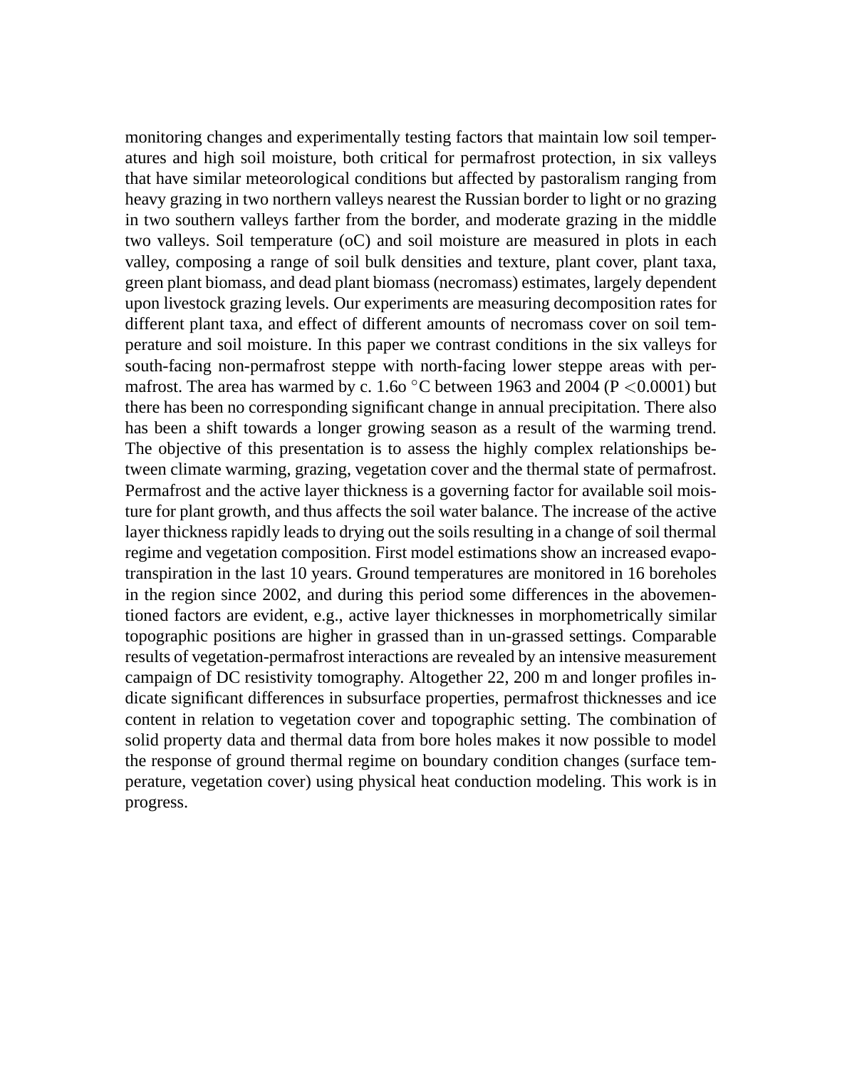monitoring changes and experimentally testing factors that maintain low soil temperatures and high soil moisture, both critical for permafrost protection, in six valleys that have similar meteorological conditions but affected by pastoralism ranging from heavy grazing in two northern valleys nearest the Russian border to light or no grazing in two southern valleys farther from the border, and moderate grazing in the middle two valleys. Soil temperature (oC) and soil moisture are measured in plots in each valley, composing a range of soil bulk densities and texture, plant cover, plant taxa, green plant biomass, and dead plant biomass (necromass) estimates, largely dependent upon livestock grazing levels. Our experiments are measuring decomposition rates for different plant taxa, and effect of different amounts of necromass cover on soil temperature and soil moisture. In this paper we contrast conditions in the six valleys for south-facing non-permafrost steppe with north-facing lower steppe areas with permafrost. The area has warmed by c. 1.6o °C between 1963 and 2004 ($P < 0.0001$) but there has been no corresponding significant change in annual precipitation. There also has been a shift towards a longer growing season as a result of the warming trend. The objective of this presentation is to assess the highly complex relationships between climate warming, grazing, vegetation cover and the thermal state of permafrost. Permafrost and the active layer thickness is a governing factor for available soil moisture for plant growth, and thus affects the soil water balance. The increase of the active layer thickness rapidly leads to drying out the soils resulting in a change of soil thermal regime and vegetation composition. First model estimations show an increased evapotranspiration in the last 10 years. Ground temperatures are monitored in 16 boreholes in the region since 2002, and during this period some differences in the abovementioned factors are evident, e.g., active layer thicknesses in morphometrically similar topographic positions are higher in grassed than in un-grassed settings. Comparable results of vegetation-permafrost interactions are revealed by an intensive measurement campaign of DC resistivity tomography. Altogether 22, 200 m and longer profiles indicate significant differences in subsurface properties, permafrost thicknesses and ice content in relation to vegetation cover and topographic setting. The combination of solid property data and thermal data from bore holes makes it now possible to model the response of ground thermal regime on boundary condition changes (surface temperature, vegetation cover) using physical heat conduction modeling. This work is in progress.